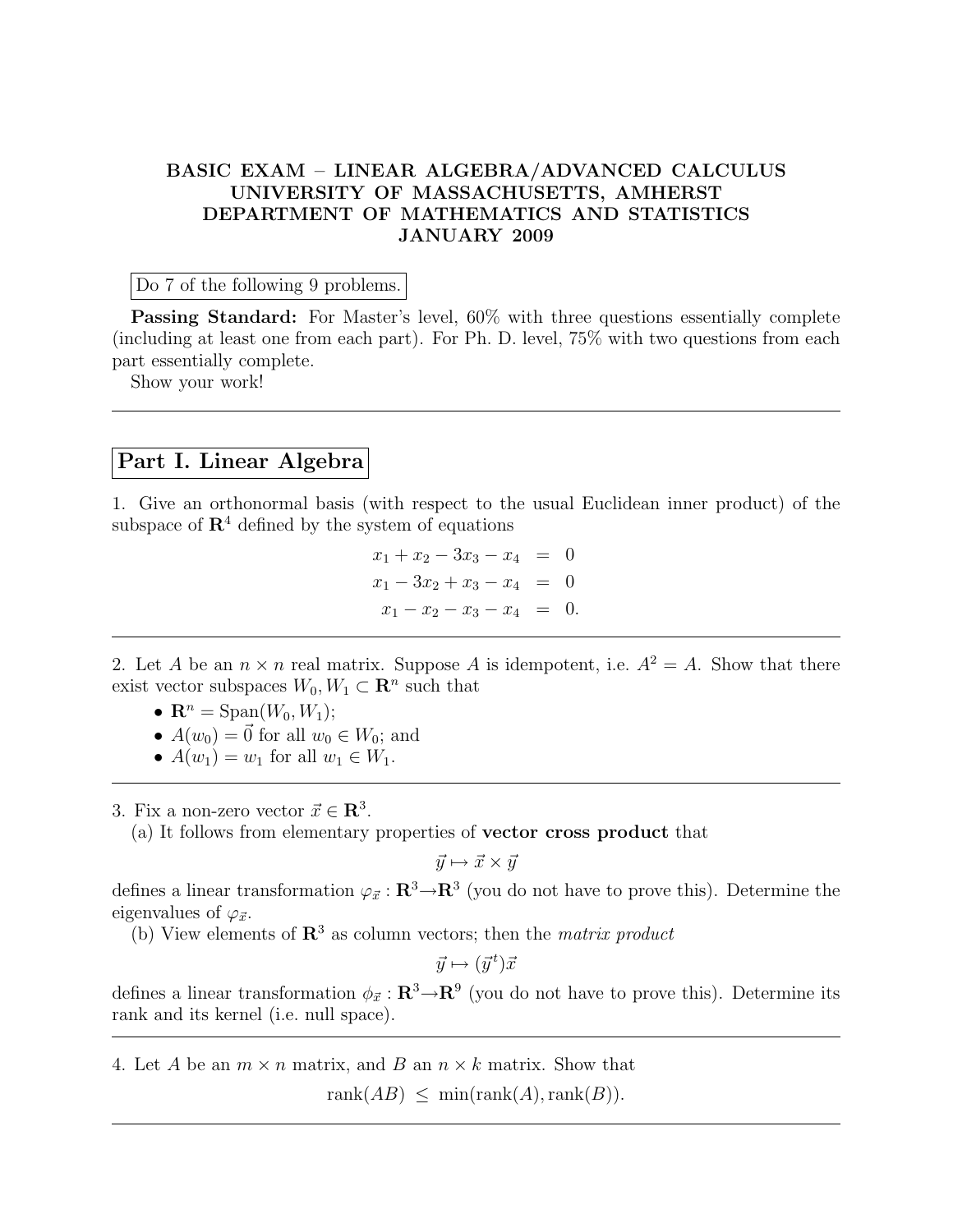**BASIC EXAM – LINEAR ALGEBRA/ADVANCED CALCULUS**
**UNIVERSITY OF MASSACHUSETTS, AMHERST**
**DEPARTMENT OF MATHEMATICS AND STATISTICS**
**JANUARY 2009**

Do 7 of the following 9 problems.

**Passing Standard:** For Master's level, 60% with three questions essentially complete (including at least one from each part). For Ph. D. level, 75% with two questions from each part essentially complete.

Show your work!

---

## Part I. Linear Algebra

1. Give an orthonormal basis (with respect to the usual Euclidean inner product) of the subspace of $\mathbf{R}^4$ defined by the system of equations

$$\begin{aligned} x_1 + x_2 - 3x_3 - x_4 &= 0 \\ x_1 - 3x_2 + x_3 - x_4 &= 0 \\ x_1 - x_2 - x_3 - x_4 &= 0. \end{aligned}$$

---

2. Let $A$ be an $n \times n$ real matrix. Suppose $A$ is idempotent, i.e. $A^2 = A$. Show that there exist vector subspaces $W_0, W_1 \subset \mathbf{R}^n$ such that

- $\mathbf{R}^n = \mathrm{Span}(W_0, W_1)$;
- $A(w_0) = \vec{0}$ for all $w_0 \in W_0$; and
- $A(w_1) = w_1$ for all $w_1 \in W_1$.

---

3. Fix a non-zero vector $\vec{x} \in \mathbf{R}^3$.

(a) It follows from elementary properties of **vector cross product** that

$$\vec{y} \mapsto \vec{x} \times \vec{y}$$

defines a linear transformation $\varphi_{\vec{x}} : \mathbf{R}^3 \to \mathbf{R}^3$ (you do not have to prove this). Determine the eigenvalues of $\varphi_{\vec{x}}$.

(b) View elements of $\mathbf{R}^3$ as column vectors; then the *matrix product*

$$\vec{y} \mapsto (\vec{y}^t)\vec{x}$$

defines a linear transformation $\phi_{\vec{x}} : \mathbf{R}^3 \to \mathbf{R}^9$ (you do not have to prove this). Determine its rank and its kernel (i.e. null space).

---

4. Let $A$ be an $m \times n$ matrix, and $B$ an $n \times k$ matrix. Show that

$$\mathrm{rank}(AB) \leq \min(\mathrm{rank}(A), \mathrm{rank}(B)).$$

---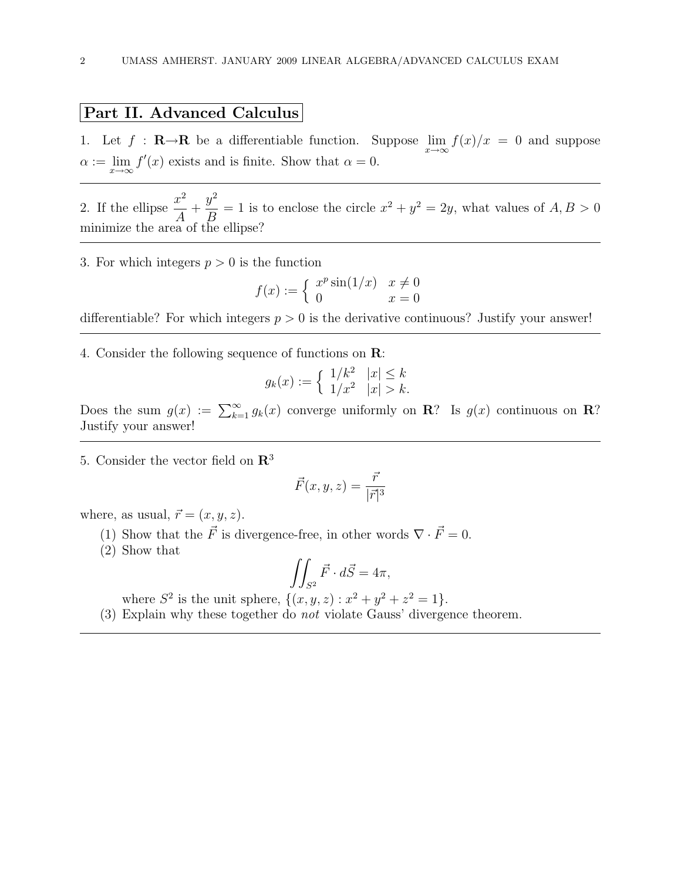## Part II. Advanced Calculus

1. Let $f : \mathbf{R} \to \mathbf{R}$ be a differentiable function. Suppose $\lim_{x\to\infty} f(x)/x = 0$ and suppose $\alpha := \lim_{x\to\infty} f'(x)$ exists and is finite. Show that $\alpha = 0$.

---

2. If the ellipse $\dfrac{x^2}{A} + \dfrac{y^2}{B} = 1$ is to enclose the circle $x^2 + y^2 = 2y$, what values of $A, B > 0$ minimize the area of the ellipse?

---

3. For which integers $p > 0$ is the function

$$f(x) := \begin{cases} x^p \sin(1/x) & x \neq 0 \\ 0 & x = 0 \end{cases}$$

differentiable? For which integers $p > 0$ is the derivative continuous? Justify your answer!

---

4. Consider the following sequence of functions on $\mathbf{R}$:

$$g_k(x) := \begin{cases} 1/k^2 & |x| \leq k \\ 1/x^2 & |x| > k. \end{cases}$$

Does the sum $g(x) := \sum_{k=1}^{\infty} g_k(x)$ converge uniformly on $\mathbf{R}$? Is $g(x)$ continuous on $\mathbf{R}$? Justify your answer!

---

5. Consider the vector field on $\mathbf{R}^3$

$$\vec{F}(x, y, z) = \frac{\vec{r}}{|\vec{r}|^3}$$

where, as usual, $\vec{r} = (x, y, z)$.

(1) Show that the $\vec{F}$ is divergence-free, in other words $\nabla \cdot \vec{F} = 0$.

(2) Show that

$$\iint_{S^2} \vec{F} \cdot d\vec{S} = 4\pi,$$

where $S^2$ is the unit sphere, $\{(x, y, z) : x^2 + y^2 + z^2 = 1\}$.

(3) Explain why these together do *not* violate Gauss' divergence theorem.

---